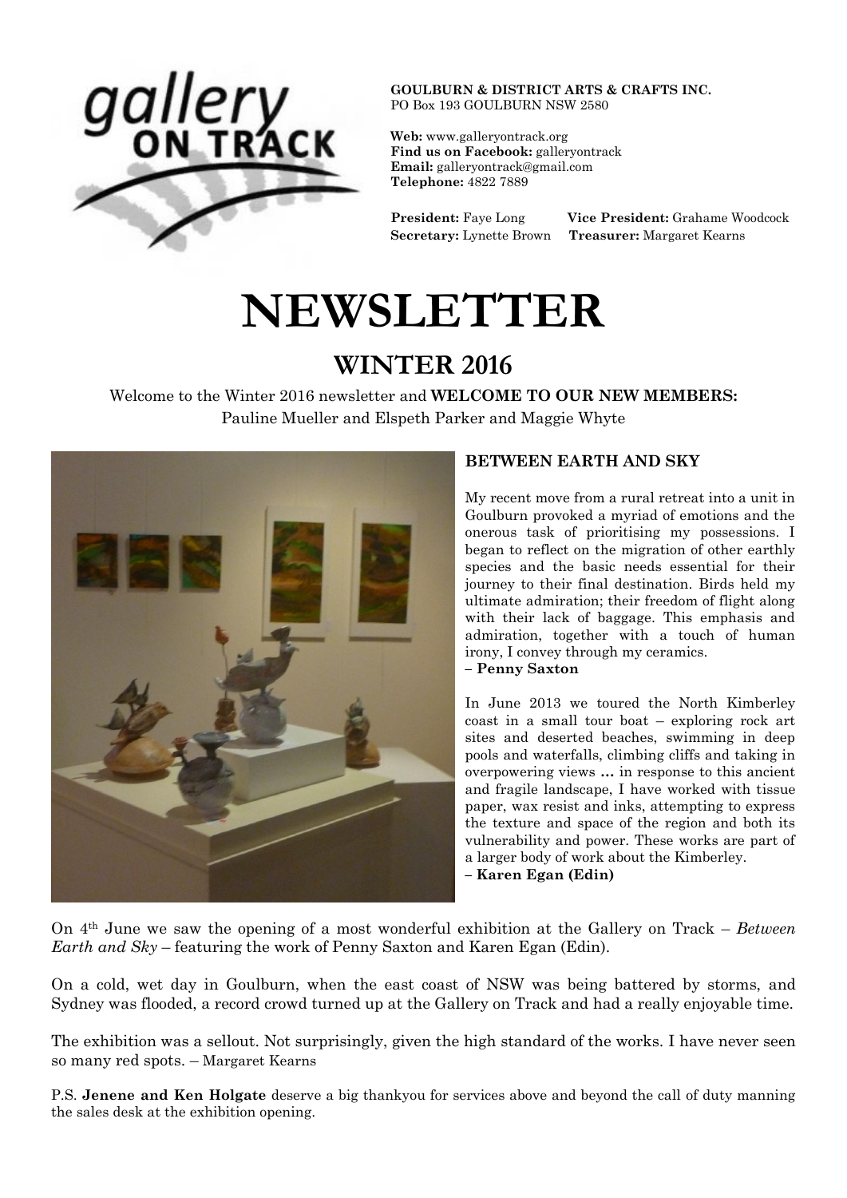**GOULBURN & DISTRICT ARTS & CRAFTS INC.**
PO Box 193 GOULBURN NSW 2580

**Web:** www.galleryontrack.org
**Find us on Facebook:** galleryontrack
**Email:** galleryontrack@gmail.com
**Telephone:** 4822 7889

**President:** Faye Long **Vice President:** Grahame Woodcock
**Secretary:** Lynette Brown **Treasurer:** Margaret Kearns

# NEWSLETTER

## WINTER 2016

Welcome to the Winter 2016 newsletter and **WELCOME TO OUR NEW MEMBERS:**
Pauline Mueller and Elspeth Parker and Maggie Whyte

### BETWEEN EARTH AND SKY

My recent move from a rural retreat into a unit in Goulburn provoked a myriad of emotions and the onerous task of prioritising my possessions. I began to reflect on the migration of other earthly species and the basic needs essential for their journey to their final destination. Birds held my ultimate admiration; their freedom of flight along with their lack of baggage. This emphasis and admiration, together with a touch of human irony, I convey through my ceramics.
– **Penny Saxton**

In June 2013 we toured the North Kimberley coast in a small tour boat – exploring rock art sites and deserted beaches, swimming in deep pools and waterfalls, climbing cliffs and taking in overpowering views **…** in response to this ancient and fragile landscape, I have worked with tissue paper, wax resist and inks, attempting to express the texture and space of the region and both its vulnerability and power. These works are part of a larger body of work about the Kimberley.
– **Karen Egan (Edin)**

On 4th June we saw the opening of a most wonderful exhibition at the Gallery on Track – *Between Earth and Sky* – featuring the work of Penny Saxton and Karen Egan (Edin).

On a cold, wet day in Goulburn, when the east coast of NSW was being battered by storms, and Sydney was flooded, a record crowd turned up at the Gallery on Track and had a really enjoyable time.

The exhibition was a sellout. Not surprisingly, given the high standard of the works. I have never seen so many red spots. – Margaret Kearns

P.S. **Jenene and Ken Holgate** deserve a big thankyou for services above and beyond the call of duty manning the sales desk at the exhibition opening.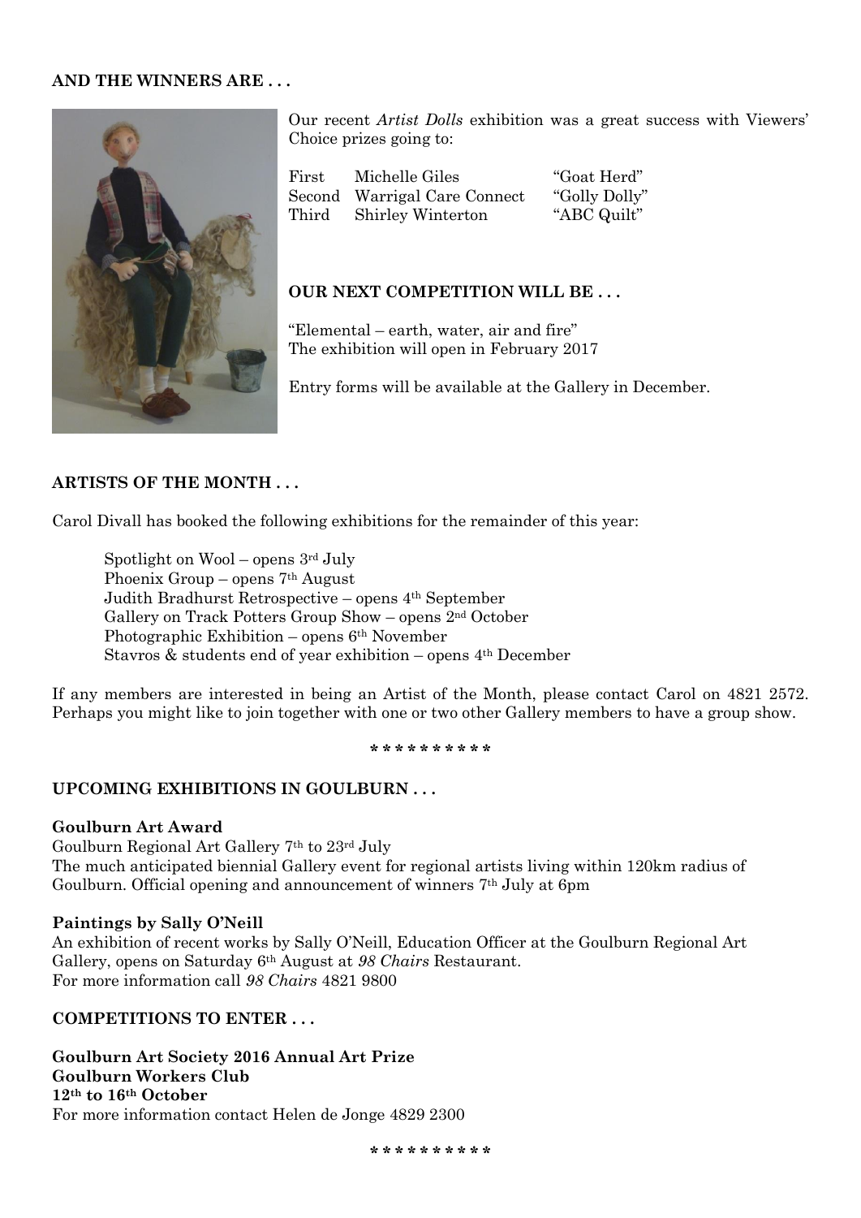**AND THE WINNERS ARE . . .**

Our recent *Artist Dolls* exhibition was a great success with Viewers' Choice prizes going to:

| | | |
|---|---|---|
| First | Michelle Giles | "Goat Herd" |
| Second | Warrigal Care Connect | "Golly Dolly" |
| Third | Shirley Winterton | "ABC Quilt" |

**OUR NEXT COMPETITION WILL BE . . .**

"Elemental – earth, water, air and fire"
The exhibition will open in February 2017

Entry forms will be available at the Gallery in December.

**ARTISTS OF THE MONTH . . .**

Carol Divall has booked the following exhibitions for the remainder of this year:

Spotlight on Wool – opens 3rd July
Phoenix Group – opens 7th August
Judith Bradhurst Retrospective – opens 4th September
Gallery on Track Potters Group Show – opens 2nd October
Photographic Exhibition – opens 6th November
Stavros & students end of year exhibition – opens 4th December

If any members are interested in being an Artist of the Month, please contact Carol on 4821 2572. Perhaps you might like to join together with one or two other Gallery members to have a group show.

\* \* \* \* \* \* \* \* \* \*

**UPCOMING EXHIBITIONS IN GOULBURN . . .**

**Goulburn Art Award**
Goulburn Regional Art Gallery 7th to 23rd July
The much anticipated biennial Gallery event for regional artists living within 120km radius of Goulburn. Official opening and announcement of winners 7th July at 6pm

**Paintings by Sally O'Neill**
An exhibition of recent works by Sally O'Neill, Education Officer at the Goulburn Regional Art Gallery, opens on Saturday 6th August at *98 Chairs* Restaurant.
For more information call *98 Chairs* 4821 9800

**COMPETITIONS TO ENTER . . .**

**Goulburn Art Society 2016 Annual Art Prize**
**Goulburn Workers Club**
**12th to 16th October**
For more information contact Helen de Jonge 4829 2300

\* \* \* \* \* \* \* \* \* \*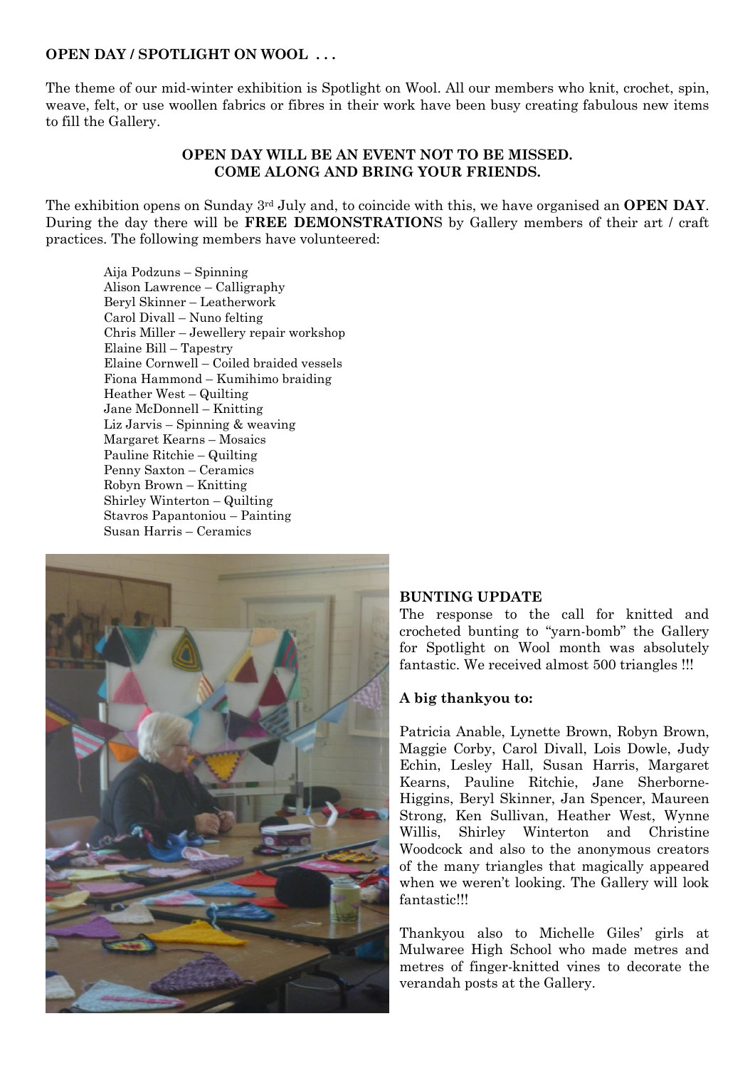**OPEN DAY / SPOTLIGHT ON WOOL . . .**

The theme of our mid-winter exhibition is Spotlight on Wool. All our members who knit, crochet, spin, weave, felt, or use woollen fabrics or fibres in their work have been busy creating fabulous new items to fill the Gallery.

**OPEN DAY WILL BE AN EVENT NOT TO BE MISSED.**
**COME ALONG AND BRING YOUR FRIENDS.**

The exhibition opens on Sunday 3rd July and, to coincide with this, we have organised an **OPEN DAY**. During the day there will be **FREE DEMONSTRATION**S by Gallery members of their art / craft practices. The following members have volunteered:

Aija Podzuns – Spinning
Alison Lawrence – Calligraphy
Beryl Skinner – Leatherwork
Carol Divall – Nuno felting
Chris Miller – Jewellery repair workshop
Elaine Bill – Tapestry
Elaine Cornwell – Coiled braided vessels
Fiona Hammond – Kumihimo braiding
Heather West – Quilting
Jane McDonnell – Knitting
Liz Jarvis – Spinning & weaving
Margaret Kearns – Mosaics
Pauline Ritchie – Quilting
Penny Saxton – Ceramics
Robyn Brown – Knitting
Shirley Winterton – Quilting
Stavros Papantoniou – Painting
Susan Harris – Ceramics

**BUNTING UPDATE**

The response to the call for knitted and crocheted bunting to "yarn-bomb" the Gallery for Spotlight on Wool month was absolutely fantastic. We received almost 500 triangles !!!

**A big thankyou to:**

Patricia Anable, Lynette Brown, Robyn Brown, Maggie Corby, Carol Divall, Lois Dowle, Judy Echin, Lesley Hall, Susan Harris, Margaret Kearns, Pauline Ritchie, Jane Sherborne-Higgins, Beryl Skinner, Jan Spencer, Maureen Strong, Ken Sullivan, Heather West, Wynne Willis, Shirley Winterton and Christine Woodcock and also to the anonymous creators of the many triangles that magically appeared when we weren't looking. The Gallery will look fantastic!!!

Thankyou also to Michelle Giles' girls at Mulwaree High School who made metres and metres of finger-knitted vines to decorate the verandah posts at the Gallery.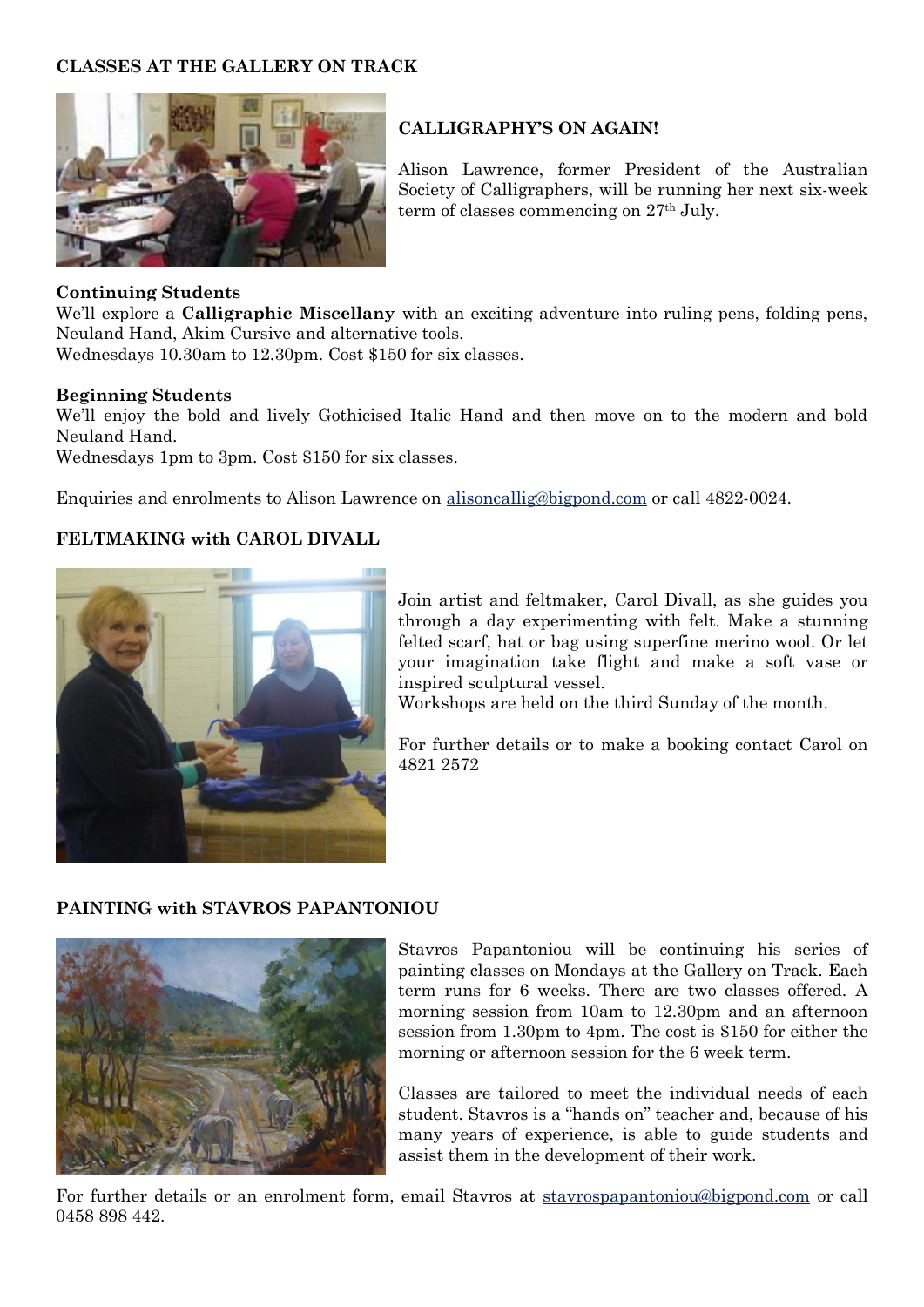## CLASSES AT THE GALLERY ON TRACK

### CALLIGRAPHY'S ON AGAIN!

Alison Lawrence, former President of the Australian Society of Calligraphers, will be running her next six-week term of classes commencing on 27th July.

**Continuing Students**

We'll explore a **Calligraphic Miscellany** with an exciting adventure into ruling pens, folding pens, Neuland Hand, Akim Cursive and alternative tools.

Wednesdays 10.30am to 12.30pm. Cost $150 for six classes.

**Beginning Students**

We'll enjoy the bold and lively Gothicised Italic Hand and then move on to the modern and bold Neuland Hand.

Wednesdays 1pm to 3pm. Cost $150 for six classes.

Enquiries and enrolments to Alison Lawrence on alisoncallig@bigpond.com or call 4822-0024.

### FELTMAKING with CAROL DIVALL

Join artist and feltmaker, Carol Divall, as she guides you through a day experimenting with felt. Make a stunning felted scarf, hat or bag using superfine merino wool. Or let your imagination take flight and make a soft vase or inspired sculptural vessel.

Workshops are held on the third Sunday of the month.

For further details or to make a booking contact Carol on 4821 2572

### PAINTING with STAVROS PAPANTONIOU

Stavros Papantoniou will be continuing his series of painting classes on Mondays at the Gallery on Track. Each term runs for 6 weeks. There are two classes offered. A morning session from 10am to 12.30pm and an afternoon session from 1.30pm to 4pm. The cost is $150 for either the morning or afternoon session for the 6 week term.

Classes are tailored to meet the individual needs of each student. Stavros is a "hands on" teacher and, because of his many years of experience, is able to guide students and assist them in the development of their work.

For further details or an enrolment form, email Stavros at stavrospapantoniou@bigpond.com or call 0458 898 442.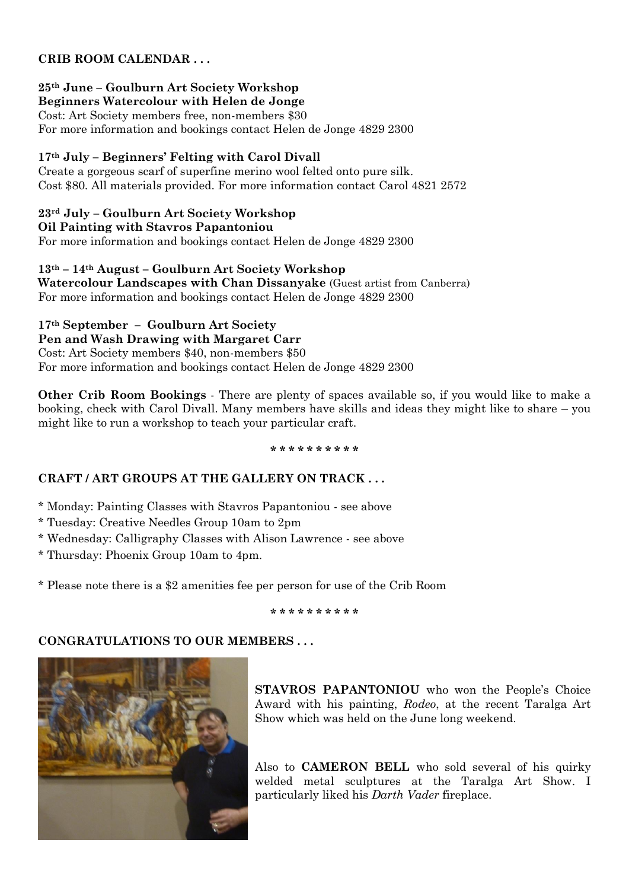**CRIB ROOM CALENDAR . . .**

**25th June – Goulburn Art Society Workshop**
**Beginners Watercolour with Helen de Jonge**
Cost: Art Society members free, non-members $30
For more information and bookings contact Helen de Jonge 4829 2300

**17th July – Beginners' Felting with Carol Divall**
Create a gorgeous scarf of superfine merino wool felted onto pure silk.
Cost $80. All materials provided. For more information contact Carol 4821 2572

**23rd July – Goulburn Art Society Workshop**
**Oil Painting with Stavros Papantoniou**
For more information and bookings contact Helen de Jonge 4829 2300

**13th – 14th August – Goulburn Art Society Workshop**
**Watercolour Landscapes with Chan Dissanyake** (Guest artist from Canberra)
For more information and bookings contact Helen de Jonge 4829 2300

**17th September – Goulburn Art Society**
**Pen and Wash Drawing with Margaret Carr**
Cost: Art Society members $40, non-members $50
For more information and bookings contact Helen de Jonge 4829 2300

**Other Crib Room Bookings** - There are plenty of spaces available so, if you would like to make a booking, check with Carol Divall. Many members have skills and ideas they might like to share – you might like to run a workshop to teach your particular craft.

\* \* \* \* \* \* \* \* \* \*

**CRAFT / ART GROUPS AT THE GALLERY ON TRACK . . .**

\* Monday: Painting Classes with Stavros Papantoniou - see above
\* Tuesday: Creative Needles Group 10am to 2pm
\* Wednesday: Calligraphy Classes with Alison Lawrence - see above
\* Thursday: Phoenix Group 10am to 4pm.

\* Please note there is a $2 amenities fee per person for use of the Crib Room

\* \* \* \* \* \* \* \* \* \*

**CONGRATULATIONS TO OUR MEMBERS . . .**

**STAVROS PAPANTONIOU** who won the People's Choice Award with his painting, *Rodeo*, at the recent Taralga Art Show which was held on the June long weekend.

Also to **CAMERON BELL** who sold several of his quirky welded metal sculptures at the Taralga Art Show. I particularly liked his *Darth Vader* fireplace.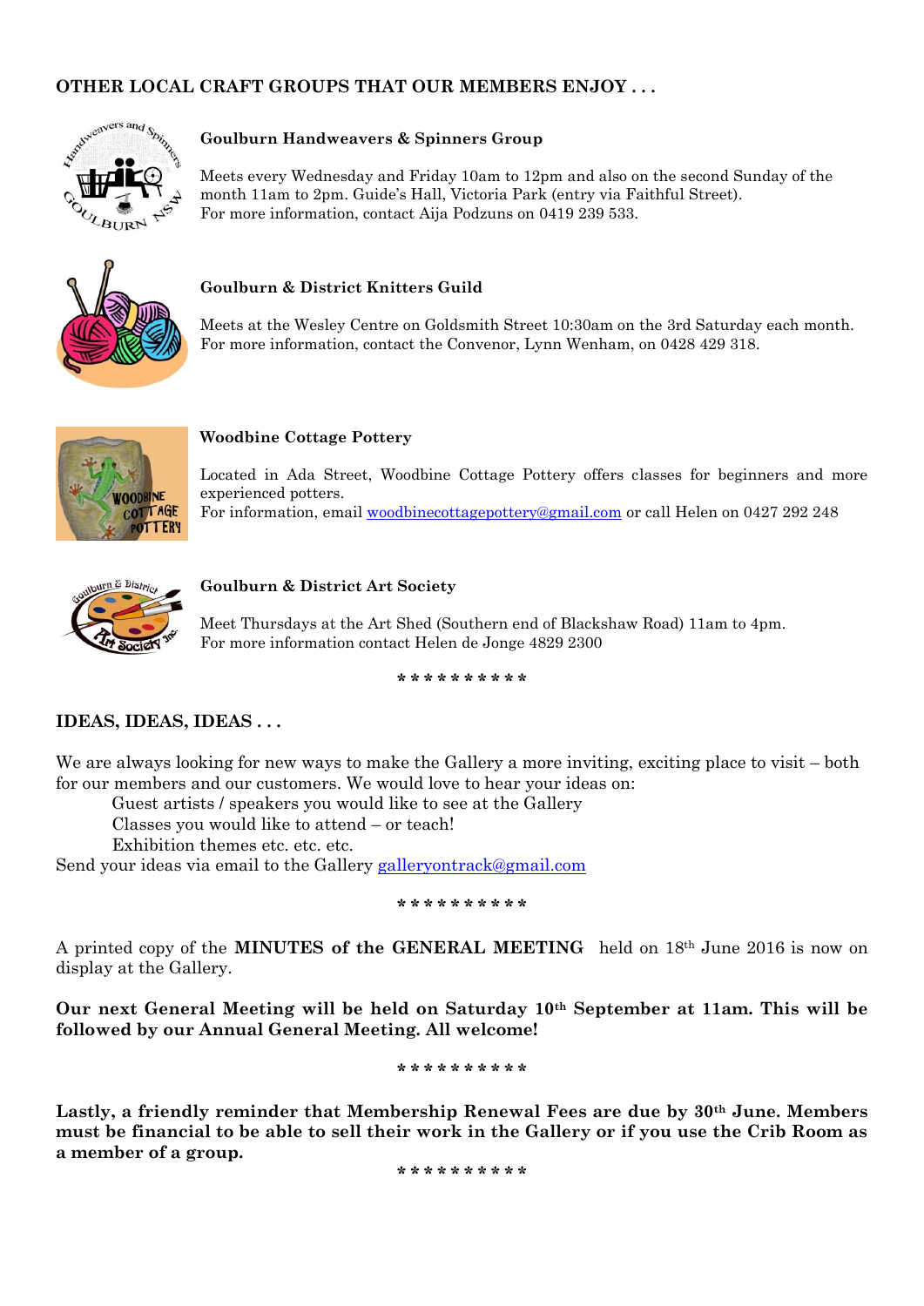## OTHER LOCAL CRAFT GROUPS THAT OUR MEMBERS ENJOY . . .

### Goulburn Handweavers & Spinners Group

Meets every Wednesday and Friday 10am to 12pm and also on the second Sunday of the month 11am to 2pm. Guide's Hall, Victoria Park (entry via Faithful Street).
For more information, contact Aija Podzuns on 0419 239 533.

### Goulburn & District Knitters Guild

Meets at the Wesley Centre on Goldsmith Street 10:30am on the 3rd Saturday each month.
For more information, contact the Convenor, Lynn Wenham, on 0428 429 318.

### Woodbine Cottage Pottery

Located in Ada Street, Woodbine Cottage Pottery offers classes for beginners and more experienced potters.
For information, email woodbinecottagepottery@gmail.com or call Helen on 0427 292 248

### Goulburn & District Art Society

Meet Thursdays at the Art Shed (Southern end of Blackshaw Road) 11am to 4pm.
For more information contact Helen de Jonge 4829 2300

* * * * * * * * * *

## IDEAS, IDEAS, IDEAS . . .

We are always looking for new ways to make the Gallery a more inviting, exciting place to visit – both for our members and our customers. We would love to hear your ideas on:

Guest artists / speakers you would like to see at the Gallery
Classes you would like to attend – or teach!
Exhibition themes etc. etc. etc.

Send your ideas via email to the Gallery galleryontrack@gmail.com

* * * * * * * * * *

A printed copy of the **MINUTES of the GENERAL MEETING** held on 18th June 2016 is now on display at the Gallery.

**Our next General Meeting will be held on Saturday 10th September at 11am. This will be followed by our Annual General Meeting. All welcome!**

* * * * * * * * * *

**Lastly, a friendly reminder that Membership Renewal Fees are due by 30th June. Members must be financial to be able to sell their work in the Gallery or if you use the Crib Room as a member of a group.**

* * * * * * * * * *